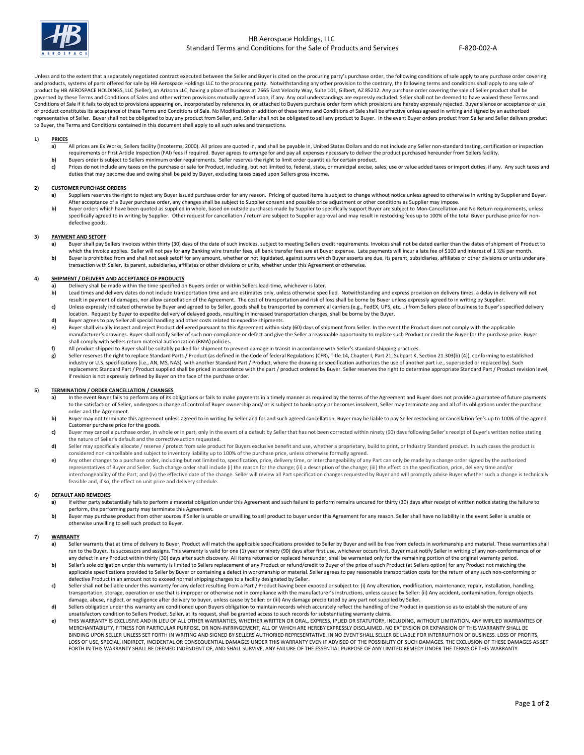# HB Aerospace Holdings, LLC

## Standard Terms and Conditions for the Sale of Products and Services

F-820-002-A

Unless and to the extent that a separately negotiated contract executed between the Seller and Buyer is cited on the procuring party's purchase order, the following conditions of sale apply to any purchase order covering and products, systems of parts offered for sale by HB Aerospace Holdings LLC to the procuring party. Notwithstanding any other provision to the contrary, the following terms and conditions shall apply to any sale of product by HB AEROSPACE HOLDINGS, LLC (Seller), an Arizona LLC, having a place of business at 7665 East Velocity Way, Suite 101, Gilbert, AZ 85212. Any purchase order covering the sale of Seller product shall be governed by these Terms and Conditions of Sales and other written provisions mutually agreed upon, if any. Any oral understandings are expressly excluded. Seller shall not be deemed to have waived these Terms and Conditions of Sale if it fails to object to provisions appearing on, incorporated by reference in, or attached to Buyers purchase order form which provisions are hereby expressly rejected. Buyer silence or acceptance or use or product constitutes its acceptance of these Terms and Conditions of Sale. No Modification or addition of these terms and Conditions of Sale shall be effective unless agreed in writing and signed by an authorized representative of Seller. Buyer shall not be obligated to buy any product from Seller, and, Seller shall not be obligated to sell any product to Buyer. In the event Buyer orders product from Seller and Seller delivers product to Buyer, the Terms and Conditions contained in this document shall apply to all such sales and transactions.

### 1) PRICES

**a)** All prices are Ex Works, Sellers facility (Incoterms, 2000). All prices are quoted in, and shall be payable in, United States Dollars and do not include any Seller non-standard testing, certification or inspection requirements or First Article Inspection (FAI) fees if required. Buyer agrees to arrange for and pay all expenses necessary to deliver the product purchased hereunder from Sellers facility.

**b)** Buyers order is subject to Sellers minimum order requirements. Seller reserves the right to limit order quantities for certain product.

**c)** Prices do not include any taxes on the purchase or sale for Product, including, but not limited to, federal, state, or municipal excise, sales, use or value added taxes or import duties, if any. Any such taxes and duties that may become due and owing shall be paid by Buyer, excluding taxes based upon Sellers gross income.

### 2) CUSTOMER PURCHASE ORDERS

**a)** Suppliers reserves the right to reject any Buyer issued purchase order for any reason. Pricing of quoted items is subject to change without notice unless agreed to otherwise in writing by Supplier and Buyer. After acceptance of a Buyer purchase order, any changes shall be subject to Supplier consent and possible price adjustment or other conditions as Supplier may impose.

**b)** Buyer orders which have been quoted as supplied in whole, based on outside purchases made by Supplier to specifically support Buyer are subject to Mon-Cancellation and No Return requirements, unless specifically agreed to in writing by Supplier. Other request for cancellation / return are subject to Supplier approval and may result in restocking fees up to 100% of the total Buyer purchase price for non-defective goods.

### 3) PAYMENT AND SETOFF

**a)** Buyer shall pay Sellers invoices within thirty (30) days of the date of such invoices, subject to meeting Sellers credit requirements. Invoices shall not be dated earlier than the dates of shipment of Product to which the invoice applies. Seller will not pay for **any** Banking wire transfer fees, all bank transfer fees are at Buyer expense. Late payments will incur a late fee of $100 and interest of 1 ½% per month.

**b)** Buyer is prohibited from and shall not seek setoff for any amount, whether or not liquidated, against sums which Buyer asserts are due, its parent, subsidiaries, affiliates or other divisions or units under any transaction with Seller, its parent, subsidiaries, affiliates or other divisions or units, whether under this Agreement or otherwise.

### 4) SHIPMENT / DELIVERY AND ACCEPTANCE OF PRODUCTS

**a)** Delivery shall be made within the time specified on Buyers order or within Sellers lead-time, whichever is later.

**b)** Lead times and delivery dates do not include transportation time and are estimates only, unless otherwise specified. Notwithstanding and express provision on delivery times, a delay in delivery will not result in payment of damages, nor allow cancellation of the Agreement. The cost of transportation and risk of loss shall be borne by Buyer unless expressly agreed to in writing by Supplier.

**c)** Unless expressly indicated otherwise by Buyer and agreed to by Seller, goods shall be transported by commercial carriers (e.g., FedEX, UPS, etc.…) from Sellers place of business to Buyer's specified delivery location. Request by Buyer to expedite delivery of delayed goods, resulting in increased transportation charges, shall be borne by the Buyer.

**d)** Buyer agrees to pay Seller all special handling and other costs related to expedite shipments.

**e)** Buyer shall visually inspect and reject Product delivered pursuant to this Agreement within sixty (60) days of shipment from Seller. In the event the Product does not comply with the applicable manufacturer's drawings. Buyer shall notify Seller of such non-compliance or defect and give the Seller a reasonable opportunity to replace such Product or credit the Buyer for the purchase price. Buyer shall comply with Sellers return material authorization (RMA) policies.

**f)** All product shipped to Buyer shall be suitably packed for shipment to prevent damage in transit in accordance with Seller's standard shipping practices.

**g)** Seller reserves the right to replace Standard Parts / Product (as defined in the Code of federal Regulations (CFR), Title 14, Chapter I, Part 21, Subpart K, Section 21.303(b) (4)), conforming to established industry or U.S. specifications (i.e., AN, MS, NAS), with another Standard Part / Product, where the drawing or specification authorizes the use of another part i.e., superseded or replaced by). Such replacement Standard Part / Product supplied shall be priced in accordance with the part / product ordered by Buyer. Seller reserves the right to determine appropriate Standard Part / Product revision level, if revision is not expressly defined by Buyer on the face of the purchase order.

### 5) TERMINATION / ORDER CANCELLATION / CHANGES

**a)** In the event Buyer fails to perform any of its obligations or fails to make payments in a timely manner as required by the terms of the Agreement and Buyer does not provide a guarantee of future payments to the satisfaction of Seller, undergoes a change of control of Buyer ownership and/ or is subject to bankruptcy or becomes insolvent, Seller may terminate any and all of its obligations under the purchase order and the Agreement.

**b)** Buyer may not terminate this agreement unless agreed to in writing by Seller and for and such agreed cancellation, Buyer may be liable to pay Seller restocking or cancellation fee's up to 100% of the agreed Customer purchase price for the goods.

**c)** Buyer may cancel a purchase order, in whole or in part, only in the event of a default by Seller that has not been corrected within ninety (90) days following Seller's receipt of Buyer's written notice stating the nature of Seller's default and the corrective action requested.

**d)** Seller may specifically allocate / reserve / protect from sale product for Buyers exclusive benefit and use, whether a proprietary, build to print, or Industry Standard product. In such cases the product is considered non-cancellable and subject to inventory liability up to 100% of the purchase price, unless otherwise formally agreed.

**e)** Any other changes to a purchase order, including but not limited to, specification, price, delivery time, or interchangeability of any Part can only be made by a change order signed by the authorized representatives of Buyer and Seller. Such change order shall include (i) the reason for the change; (ii) a description of the change; (iii) the effect on the specification, price, delivery time and/or interchangeability of the Part; and (iv) the effective date of the change. Seller will review all Part specification changes requested by Buyer and will promptly advise Buyer whether such a change is technically feasible and, if so, the effect on unit price and delivery schedule.

### 6) DEFAULT AND REMEDIES

**a)** If either party substantially fails to perform a material obligation under this Agreement and such failure to perform remains uncured for thirty (30) days after receipt of written notice stating the failure to perform, the performing party may terminate this Agreement.

**b)** Buyer may purchase product from other sources if Seller is unable or unwilling to sell product to buyer under this Agreement for any reason. Seller shall have no liability in the event Seller is unable or otherwise unwilling to sell such product to Buyer.

### 7) WARRANTY

**a)** Seller warrants that at time of delivery to Buyer, Product will match the applicable specifications provided to Seller by Buyer and will be free from defects in workmanship and material. These warranties shall run to the Buyer, its successors and assigns. This warranty is valid for one (1) year or ninety (90) days after first use, whichever occurs first. Buyer must notify Seller in writing of any non-conformance of or any defect in any Product within thirty (30) days after such discovery. All items returned or replaced hereunder, shall be warranted only for the remaining portion of the original warranty period.

**b)** Seller's sole obligation under this warranty is limited to Sellers replacement of any Product or refund/credit to Buyer of the price of such Product (at Sellers option) for any Product not matching the applicable specifications provided to Seller by Buyer or containing a defect in workmanship or material. Seller agrees to pay reasonable transportation costs for the return of any such non-conforming or defective Product in an amount not to exceed normal shipping charges to a facility designated by Seller.

**c)** Seller shall not be liable under this warranty for any defect resulting from a Part / Product having been exposed or subject to: (i) Any alteration, modification, maintenance, repair, installation, handling, transportation, storage, operation or use that is improper or otherwise not in compliance with the manufacturer's instructions, unless caused by Seller: (ii) Any accident, contamination, foreign objects damage, abuse, neglect, or negligence after delivery to buyer, unless cause by Seller: or (iii) Any damage precipitated by any part not supplied by Seller.

**d)** Sellers obligation under this warranty are conditioned upon Buyers obligation to maintain records which accurately reflect the handling of the Product in question so as to establish the nature of any unsatisfactory condition to Sellers Product. Seller, at its request, shall be granted access to such records for substantiating warranty claims.

**e)** THIS WARRANTY IS EXCLUSIVE AND IN LIEU OF ALL OTHER WARRANTIES, WHETHER WRITTEN OR ORAL, EXPRESS, IPLIED OR STATUTORY, INCLUDING, WITHOUT LIMITATION, ANY IMPLIED WARRANTIES OF MERCHANTABILITY, FITNESS FOR PARTICULAR PURPOSE, OR NON-INFRINGEMENT, ALL OF WHICH ARE HEREBY EXPRESSLY DISCLAIMED. NO EXTENSION OR EXPANSION OF THIS WARRANTY SHALL BE BINDING UPON SELLER UNLESS SET FORTH IN WRITING AND SIGNED BY SELLERS AUTHORIED REPRESENTATIVE. IN NO EVENT SHALL SELLER BE LIABLE FOR INTERRUPTION OF BUSINESS. LOSS OF PROFITS, LOSS OF USE, SPECIAL, INDIRECT, INCIDENTAL OR CONSEQUENTIAL DAMAGES UNDER THIS WARRANTY EVEN IF ADVISED OF THE POSSIBILITY OF SUCH DAMAGES. THE EXCLUSION OF THESE DAMAGES AS SET FORTH IN THIS WARRANTY SHALL BE DEEMED INDENDENT OF, AND SHALL SURVIVE, ANY FAILURE OF THE ESSENTIAL PURPOSE OF ANY LIMITED REMEDY UNDER THE TERMS OF THIS WARRANTY.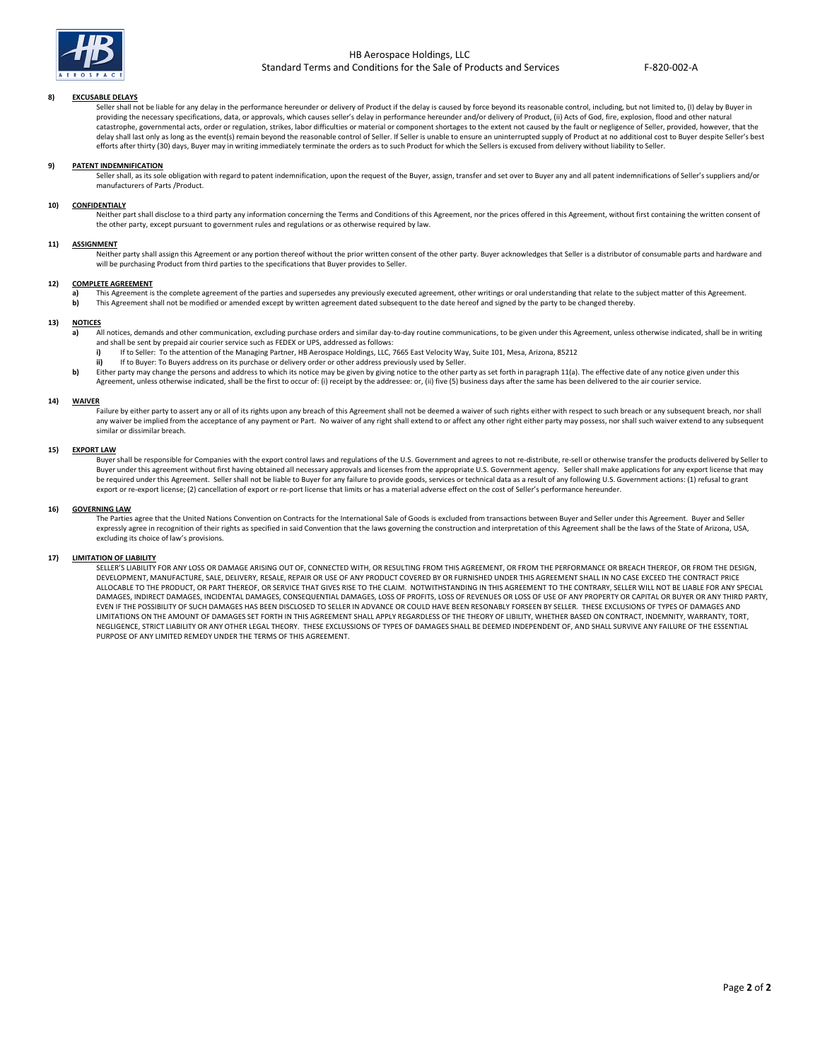**8) EXCUSABLE DELAYS**

Seller shall not be liable for any delay in the performance hereunder or delivery of Product if the delay is caused by force beyond its reasonable control, including, but not limited to, (I) delay by Buyer in providing the necessary specifications, data, or approvals, which causes seller's delay in performance hereunder and/or delivery of Product, (ii) Acts of God, fire, explosion, flood and other natural catastrophe, governmental acts, order or regulation, strikes, labor difficulties or material or component shortages to the extent not caused by the fault or negligence of Seller, provided, however, that the delay shall last only as long as the event(s) remain beyond the reasonable control of Seller. If Seller is unable to ensure an uninterrupted supply of Product at no additional cost to Buyer despite Seller's best efforts after thirty (30) days, Buyer may in writing immediately terminate the orders as to such Product for which the Sellers is excused from delivery without liability to Seller.

**9) PATENT INDEMNIFICATION**

Seller shall, as its sole obligation with regard to patent indemnification, upon the request of the Buyer, assign, transfer and set over to Buyer any and all patent indemnifications of Seller's suppliers and/or manufacturers of Parts /Product.

**10) CONFIDENTIALY**

Neither part shall disclose to a third party any information concerning the Terms and Conditions of this Agreement, nor the prices offered in this Agreement, without first containing the written consent of the other party, except pursuant to government rules and regulations or as otherwise required by law.

**11) ASSIGNMENT**

Neither party shall assign this Agreement or any portion thereof without the prior written consent of the other party. Buyer acknowledges that Seller is a distributor of consumable parts and hardware and will be purchasing Product from third parties to the specifications that Buyer provides to Seller.

**12) COMPLETE AGREEMENT**

**a)** This Agreement is the complete agreement of the parties and supersedes any previously executed agreement, other writings or oral understanding that relate to the subject matter of this Agreement.

**b)** This Agreement shall not be modified or amended except by written agreement dated subsequent to the date hereof and signed by the party to be changed thereby.

**13) NOTICES**

**a)** All notices, demands and other communication, excluding purchase orders and similar day-to-day routine communications, to be given under this Agreement, unless otherwise indicated, shall be in writing and shall be sent by prepaid air courier service such as FEDEX or UPS, addressed as follows:

- **i)** If to Seller: To the attention of the Managing Partner, HB Aerospace Holdings, LLC, 7665 East Velocity Way, Suite 101, Mesa, Arizona, 85212
- **ii)** If to Buyer: To Buyers address on its purchase or delivery order or other address previously used by Seller.

**b)** Either party may change the persons and address to which its notice may be given by giving notice to the other party as set forth in paragraph 11(a). The effective date of any notice given under this Agreement, unless otherwise indicated, shall be the first to occur of: (i) receipt by the addressee: or, (ii) five (5) business days after the same has been delivered to the air courier service.

**14) WAIVER**

Failure by either party to assert any or all of its rights upon any breach of this Agreement shall not be deemed a waiver of such rights either with respect to such breach or any subsequent breach, nor shall any waiver be implied from the acceptance of any payment or Part. No waiver of any right shall extend to or affect any other right either party may possess, nor shall such waiver extend to any subsequent similar or dissimilar breach.

**15) EXPORT LAW**

Buyer shall be responsible for Companies with the export control laws and regulations of the U.S. Government and agrees to not re-distribute, re-sell or otherwise transfer the products delivered by Seller to Buyer under this agreement without first having obtained all necessary approvals and licenses from the appropriate U.S. Government agency. Seller shall make applications for any export license that may be required under this Agreement. Seller shall not be liable to Buyer for any failure to provide goods, services or technical data as a result of any following U.S. Government actions: (1) refusal to grant export or re-export license; (2) cancellation of export or re-port license that limits or has a material adverse effect on the cost of Seller's performance hereunder.

**16) GOVERNING LAW**

The Parties agree that the United Nations Convention on Contracts for the International Sale of Goods is excluded from transactions between Buyer and Seller under this Agreement. Buyer and Seller expressly agree in recognition of their rights as specified in said Convention that the laws governing the construction and interpretation of this Agreement shall be the laws of the State of Arizona, USA, excluding its choice of law's provisions.

**17) LIMITATION OF LIABILITY**

SELLER'S LIABILITY FOR ANY LOSS OR DAMAGE ARISING OUT OF, CONNECTED WITH, OR RESULTING FROM THIS AGREEMENT, OR FROM THE PERFORMANCE OR BREACH THEREOF, OR FROM THE DESIGN, DEVELOPMENT, MANUFACTURE, SALE, DELIVERY, RESALE, REPAIR OR USE OF ANY PRODUCT COVERED BY OR FURNISHED UNDER THIS AGREEMENT SHALL IN NO CASE EXCEED THE CONTRACT PRICE ALLOCABLE TO THE PRODUCT, OR PART THEREOF, OR SERVICE THAT GIVES RISE TO THE CLAIM. NOTWITHSTANDING IN THIS AGREEMENT TO THE CONTRARY, SELLER WILL NOT BE LIABLE FOR ANY SPECIAL DAMAGES, INDIRECT DAMAGES, INCIDENTAL DAMAGES, CONSEQUENTIAL DAMAGES, LOSS OF PROFITS, LOSS OF REVENUES OR LOSS OF USE OF ANY PROPERTY OR CAPITAL OR BUYER OR ANY THIRD PARTY, EVEN IF THE POSSIBILITY OF SUCH DAMAGES HAS BEEN DISCLOSED TO SELLER IN ADVANCE OR COULD HAVE BEEN RESONABLY FORSEEN BY SELLER. THESE EXCLUSIONS OF TYPES OF DAMAGES AND LIMITATIONS ON THE AMOUNT OF DAMAGES SET FORTH IN THIS AGREEMENT SHALL APPLY REGARDLESS OF THE THEORY OF LIBILITY, WHETHER BASED ON CONTRACT, INDEMNITY, WARRANTY, TORT, NEGLIGENCE, STRICT LIABILITY OR ANY OTHER LEGAL THEORY. THESE EXCLUSSIONS OF TYPES OF DAMAGES SHALL BE DEEMED INDEPENDENT OF, AND SHALL SURVIVE ANY FAILURE OF THE ESSENTIAL PURPOSE OF ANY LIMITED REMEDY UNDER THE TERMS OF THIS AGREEMENT.